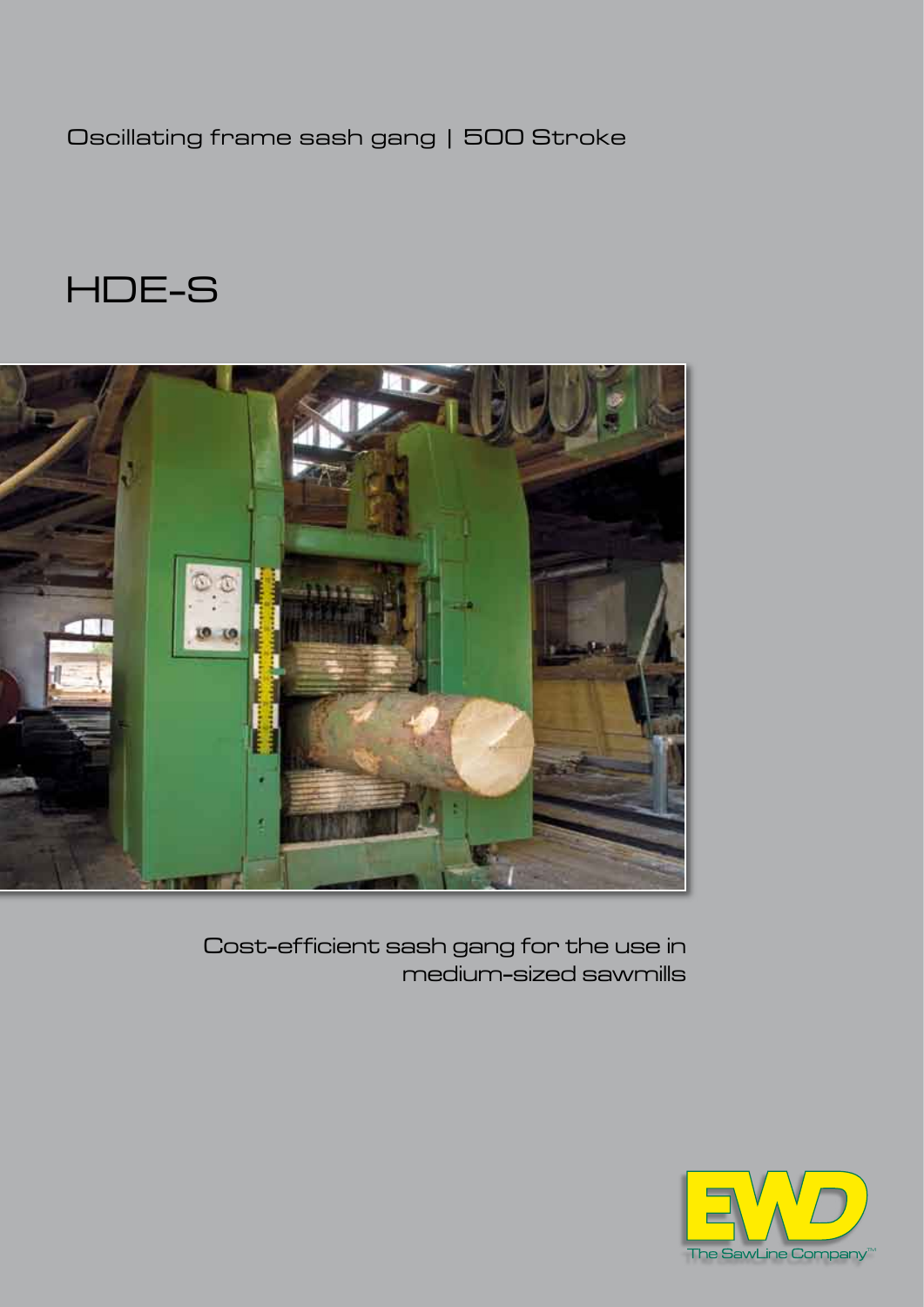Oscillating frame sash gang | 500 Stroke

# HDE-S

Cost-efficient sash gang for the use in medium-sized sawmills

EWD
The SawLine Company™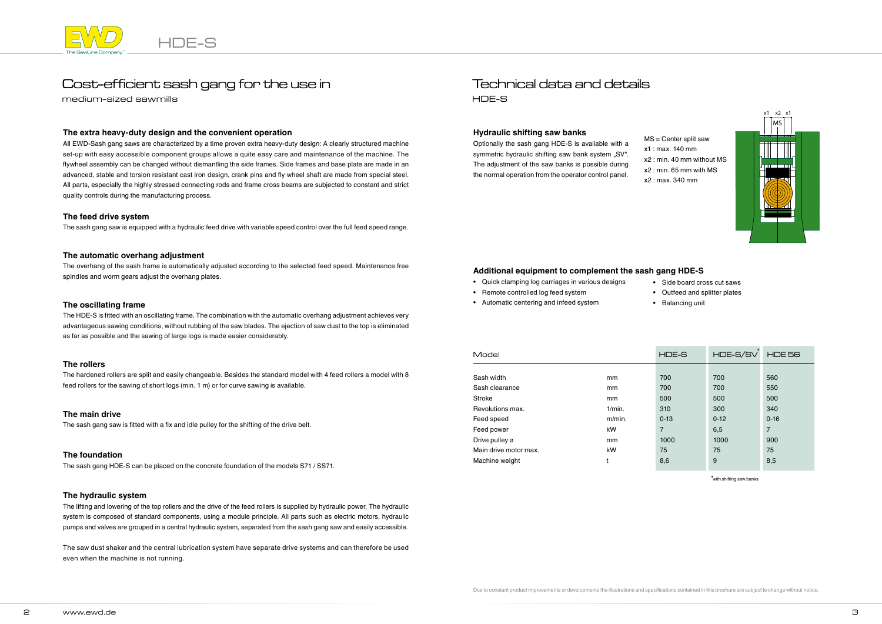# Cost-efficient sash gang for the use in

medium-sized sawmills

### The extra heavy-duty design and the convenient operation

All EWD-Sash gang saws are characterized by a time proven extra heavy-duty design: A clearly structured machine set-up with easy accessible component groups allows a quite easy care and maintenance of the machine. The flywheel assembly can be changed without dismantling the side frames. Side frames and base plate are made in an advanced, stable and torsion resistant cast iron design, crank pins and fly wheel shaft are made from special steel. All parts, especially the highly stressed connecting rods and frame cross beams are subjected to constant and strict quality controls during the manufacturing process.

### The feed drive system

The sash gang saw is equipped with a hydraulic feed drive with variable speed control over the full feed speed range.

### The automatic overhang adjustment

The overhang of the sash frame is automatically adjusted according to the selected feed speed. Maintenance free spindles and worm gears adjust the overhang plates.

### The oscillating frame

The HDE-S is fitted with an oscillating frame. The combination with the automatic overhang adjustment achieves very advantageous sawing conditions, without rubbing of the saw blades. The ejection of saw dust to the top is eliminated as far as possible and the sawing of large logs is made easier considerably.

### The rollers

The hardened rollers are split and easily changeable. Besides the standard model with 4 feed rollers a model with 8 feed rollers for the sawing of short logs (min. 1 m) or for curve sawing is available.

### The main drive

The sash gang saw is fitted with a fix and idle pulley for the shifting of the drive belt.

### The foundation

The sash gang HDE-S can be placed on the concrete foundation of the models S71 / SS71.

### The hydraulic system

The lifting and lowering of the top rollers and the drive of the feed rollers is supplied by hydraulic power. The hydraulic system is composed of standard components, using a module principle. All parts such as electric motors, hydraulic pumps and valves are grouped in a central hydraulic system, separated from the sash gang saw and easily accessible.

The saw dust shaker and the central lubrication system have separate drive systems and can therefore be used even when the machine is not running.

# Technical data and details

HDE-S

### Hydraulic shifting saw banks

Optionally the sash gang HDE-S is available with a symmetric hydraulic shifting saw bank system „SV“. The adjustment of the saw banks is possible during the normal operation from the operator control panel.

MS = Center split saw
x1 : max. 140 mm
x2 : min. 40 mm without MS
x2 : min. 65 mm with MS
x2 : max. 340 mm

### Additional equipment to complement the sash gang HDE-S

- Quick clamping log carriages in various designs
- Remote controlled log feed system
- Automatic centering and infeed system
- Side board cross cut saws
- Outfeed and splitter plates
- Balancing unit

| Model | | HDE-S | HDE-S/SV* | HDE 56 |
|---|---|---|---|---|
| Sash width | mm | 700 | 700 | 560 |
| Sash clearance | mm | 700 | 700 | 550 |
| Stroke | mm | 500 | 500 | 500 |
| Revolutions max. | 1/min. | 310 | 300 | 340 |
| Feed speed | m/min. | 0-13 | 0-12 | 0-16 |
| Feed power | kW | 7 | 6,5 | 7 |
| Drive pulley ø | mm | 1000 | 1000 | 900 |
| Main drive motor max. | kW | 75 | 75 | 75 |
| Machine weight | t | 8,6 | 9 | 8,5 |

*with shifting saw banks

Due to constant product improvements or developments the illustrations and specifications contained in this brochure are subject to change without notice.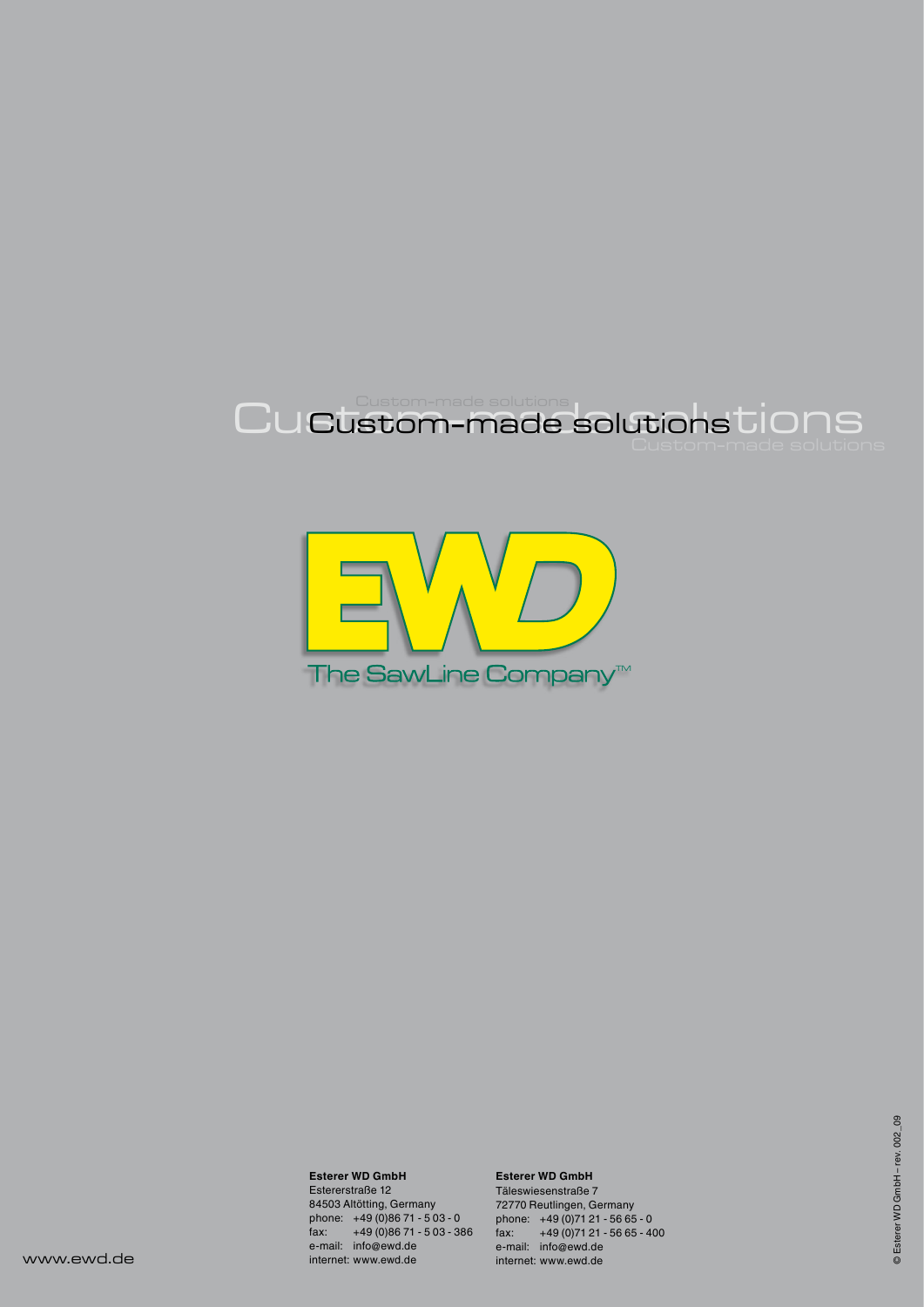Custom-made solutions

EWD

The SawLine Company™

**Esterer WD GmbH**
Estererstraße 12
84503 Altötting, Germany
phone: +49 (0)86 71 - 5 03 - 0
fax: +49 (0)86 71 - 5 03 - 386
e-mail: info@ewd.de
internet: www.ewd.de

**Esterer WD GmbH**
Täleswiesenstraße 7
72770 Reutlingen, Germany
phone: +49 (0)71 21 - 56 65 - 0
fax: +49 (0)71 21 - 56 65 - 400
e-mail: info@ewd.de
internet: www.ewd.de

www.ewd.de

© Esterer WD GmbH – rev. 002_09